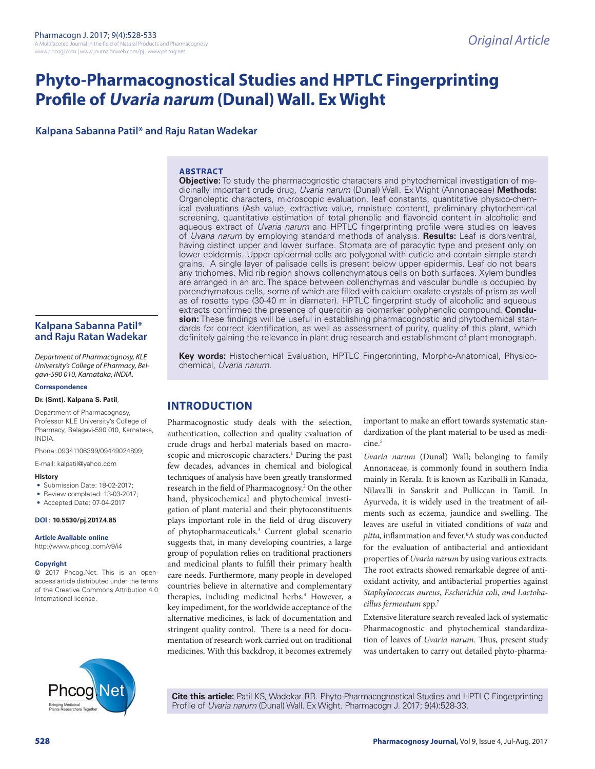# Phyto-Pharmacognostical Studies and HPTLC Fingerprinting Profile of *Uvaria narum* (Dunal) Wall. Ex Wight

**Kalpana Sabanna Patil* and Raju Ratan Wadekar**

## ABSTRACT

**Objective:** To study the pharmacognostic characters and phytochemical investigation of medicinally important crude drug, *Uvaria narum* (Dunal) Wall. Ex Wight (Annonaceae) **Methods:** Organoleptic characters, microscopic evaluation, leaf constants, quantitative physico-chemical evaluations (Ash value, extractive value, moisture content), preliminary phytochemical screening, quantitative estimation of total phenolic and flavonoid content in alcoholic and aqueous extract of *Uvaria narum* and HPTLC fingerprinting profile were studies on leaves of *Uvaria narum* by employing standard methods of analysis. **Results:** Leaf is dorsiventral, having distinct upper and lower surface. Stomata are of paracytic type and present only on lower epidermis. Upper epidermal cells are polygonal with cuticle and contain simple starch grains. A single layer of palisade cells is present below upper epidermis. Leaf do not bears any trichomes. Mid rib region shows collenchymatous cells on both surfaces. Xylem bundles are arranged in an arc. The space between collenchymas and vascular bundle is occupied by parenchymatous cells, some of which are filled with calcium oxalate crystals of prism as well as of rosette type (30-40 m in diameter). HPTLC fingerprint study of alcoholic and aqueous extracts confirmed the presence of quercitin as biomarker polyphenolic compound. **Conclusion:** These findings will be useful in establishing pharmacognostic and phytochemical standards for correct identification, as well as assessment of purity, quality of this plant, which definitely gaining the relevance in plant drug research and establishment of plant monograph.

**Key words:** Histochemical Evaluation, HPTLC Fingerprinting, Morpho-Anatomical, Physico-chemical, *Uvaria narum.*

**Kalpana Sabanna Patil* and Raju Ratan Wadekar**

*Department of Pharmacognosy, KLE University's College of Pharmacy, Belgavi-590 010, Karnataka, INDIA.*

**Correspondence**

**Dr. (Smt). Kalpana S. Patil**,

Department of Pharmacognosy, Professor KLE University's College of Pharmacy, Belagavi-590 010, Karnataka, INDIA.

Phone: 09341106399/09449024899;

E-mail: kalpatil@yahoo.com

**History**

- Submission Date: 18-02-2017;
- Review completed: 13-03-2017;
- Accepted Date: 07-04-2017

**DOI : 10.5530/pj.2017.4.85**

**Article Available online**

http://www.phcogj.com/v9/i4

**Copyright**

© 2017 Phcog.Net. This is an open-access article distributed under the terms of the Creative Commons Attribution 4.0 International license.

## INTRODUCTION

Pharmacognostic study deals with the selection, authentication, collection and quality evaluation of crude drugs and herbal materials based on macroscopic and microscopic characters.[1] During the past few decades, advances in chemical and biological techniques of analysis have been greatly transformed research in the field of Pharmacognosy.[2] On the other hand, physicochemical and phytochemical investigation of plant material and their phytoconstituents plays important role in the field of drug discovery of phytopharmaceuticals.[3] Current global scenario suggests that, in many developing countries, a large group of population relies on traditional practioners and medicinal plants to fulfill their primary health care needs. Furthermore, many people in developed countries believe in alternative and complementary therapies, including medicinal herbs.[4] However, a key impediment, for the worldwide acceptance of the alternative medicines, is lack of documentation and stringent quality control. There is a need for documentation of research work carried out on traditional medicines. With this backdrop, it becomes extremely important to make an effort towards systematic standardization of the plant material to be used as medicine.[5]

*Uvaria narum* (Dunal) Wall; belonging to family Annonaceae, is commonly found in southern India mainly in Kerala. It is known as Kariballi in Kanada, Nilavalli in Sanskrit and Pulliccan in Tamil. In Ayurveda, it is widely used in the treatment of ailments such as eczema, jaundice and swelling. The leaves are useful in vitiated conditions of *vata* and *pitta*, inflammation and fever.[6] A study was conducted for the evaluation of antibacterial and antioxidant properties of *Uvaria narum* by using various extracts. The root extracts showed remarkable degree of antioxidant activity, and antibacterial properties against *Staphylococcus aureus*, *Escherichia coli*, *and Lactobacillus fermentum* spp.[7]

Extensive literature search revealed lack of systematic Pharmacognostic and phytochemical standardization of leaves of *Uvaria narum*. Thus, present study was undertaken to carry out detailed phyto-pharma-

**Cite this article:** Patil KS, Wadekar RR. Phyto-Pharmacognostical Studies and HPTLC Fingerprinting Profile of *Uvaria narum* (Dunal) Wall. Ex Wight. Pharmacogn J. 2017; 9(4):528-33.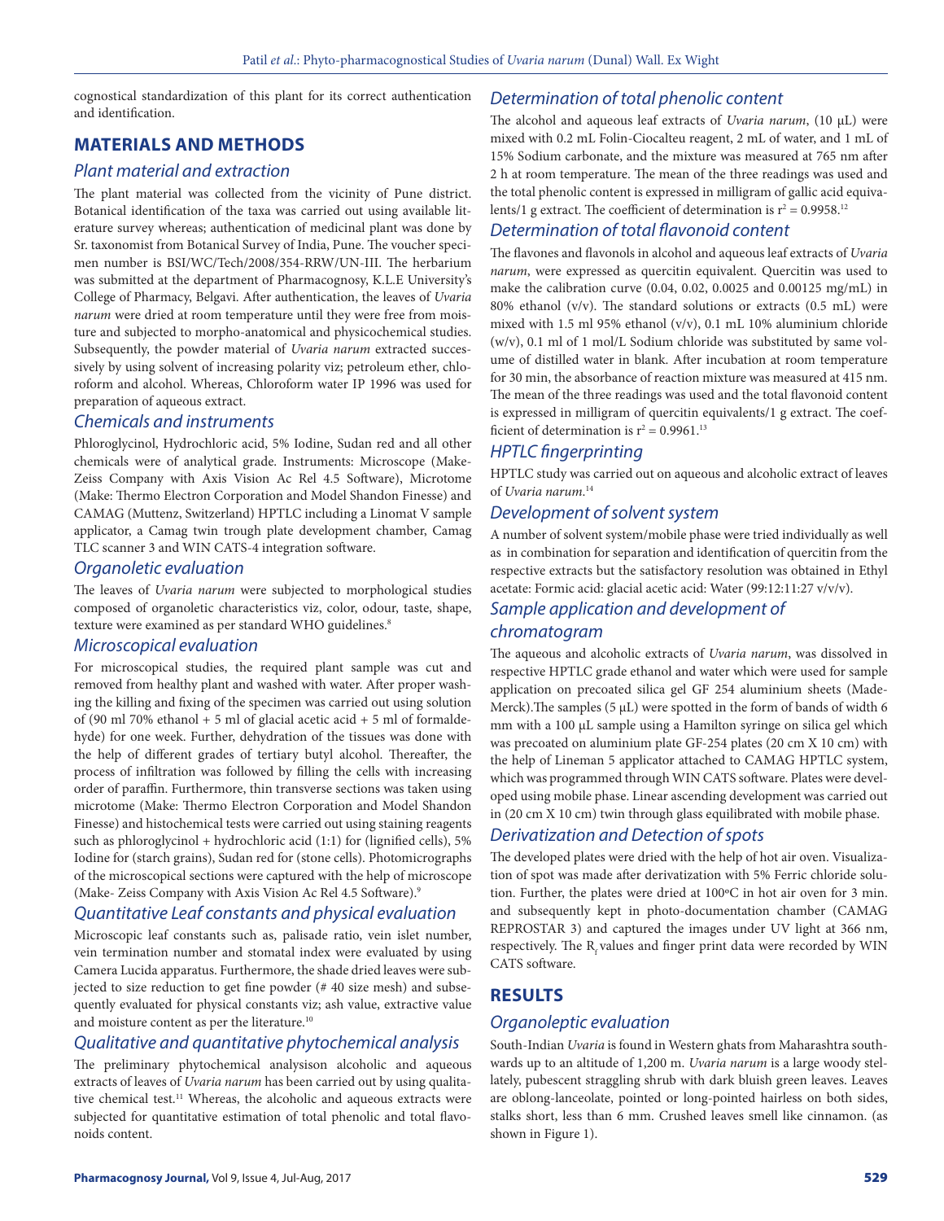cognostical standardization of this plant for its correct authentication and identification.

## MATERIALS AND METHODS

### Plant material and extraction

The plant material was collected from the vicinity of Pune district. Botanical identification of the taxa was carried out using available literature survey whereas; authentication of medicinal plant was done by Sr. taxonomist from Botanical Survey of India, Pune. The voucher specimen number is BSI/WC/Tech/2008/354-RRW/UN-III. The herbarium was submitted at the department of Pharmacognosy, K.L.E University's College of Pharmacy, Belgavi. After authentication, the leaves of *Uvaria narum* were dried at room temperature until they were free from moisture and subjected to morpho-anatomical and physicochemical studies. Subsequently, the powder material of *Uvaria narum* extracted successively by using solvent of increasing polarity viz; petroleum ether, chloroform and alcohol. Whereas, Chloroform water IP 1996 was used for preparation of aqueous extract.

### Chemicals and instruments

Phloroglycinol, Hydrochloric acid, 5% Iodine, Sudan red and all other chemicals were of analytical grade. Instruments: Microscope (Make-Zeiss Company with Axis Vision Ac Rel 4.5 Software), Microtome (Make: Thermo Electron Corporation and Model Shandon Finesse) and CAMAG (Muttenz, Switzerland) HPTLC including a Linomat V sample applicator, a Camag twin trough plate development chamber, Camag TLC scanner 3 and WIN CATS-4 integration software.

### Organoletic evaluation

The leaves of *Uvaria narum* were subjected to morphological studies composed of organoletic characteristics viz, color, odour, taste, shape, texture were examined as per standard WHO guidelines.[8]

### Microscopical evaluation

For microscopical studies, the required plant sample was cut and removed from healthy plant and washed with water. After proper washing the killing and fixing of the specimen was carried out using solution of (90 ml 70% ethanol + 5 ml of glacial acetic acid + 5 ml of formaldehyde) for one week. Further, dehydration of the tissues was done with the help of different grades of tertiary butyl alcohol. Thereafter, the process of infiltration was followed by filling the cells with increasing order of paraffin. Furthermore, thin transverse sections was taken using microtome (Make: Thermo Electron Corporation and Model Shandon Finesse) and histochemical tests were carried out using staining reagents such as phloroglycinol + hydrochloric acid (1:1) for (lignified cells), 5% Iodine for (starch grains), Sudan red for (stone cells). Photomicrographs of the microscopical sections were captured with the help of microscope (Make- Zeiss Company with Axis Vision Ac Rel 4.5 Software).[9]

### Quantitative Leaf constants and physical evaluation

Microscopic leaf constants such as, palisade ratio, vein islet number, vein termination number and stomatal index were evaluated by using Camera Lucida apparatus. Furthermore, the shade dried leaves were subjected to size reduction to get fine powder (# 40 size mesh) and subsequently evaluated for physical constants viz; ash value, extractive value and moisture content as per the literature.[10]

### Qualitative and quantitative phytochemical analysis

The preliminary phytochemical analysison alcoholic and aqueous extracts of leaves of *Uvaria narum* has been carried out by using qualitative chemical test.[11] Whereas, the alcoholic and aqueous extracts were subjected for quantitative estimation of total phenolic and total flavonoids content.

### Determination of total phenolic content

The alcohol and aqueous leaf extracts of *Uvaria narum*, (10 μL) were mixed with 0.2 mL Folin-Ciocalteu reagent, 2 mL of water, and 1 mL of 15% Sodium carbonate, and the mixture was measured at 765 nm after 2 h at room temperature. The mean of the three readings was used and the total phenolic content is expressed in milligram of gallic acid equivalents/1 g extract. The coefficient of determination is $r^2 = 0.9958$.[12]

### Determination of total flavonoid content

The flavones and flavonols in alcohol and aqueous leaf extracts of *Uvaria narum*, were expressed as quercitin equivalent. Quercitin was used to make the calibration curve (0.04, 0.02, 0.0025 and 0.00125 mg/mL) in 80% ethanol (v/v). The standard solutions or extracts (0.5 mL) were mixed with 1.5 ml 95% ethanol (v/v), 0.1 mL 10% aluminium chloride (w/v), 0.1 ml of 1 mol/L Sodium chloride was substituted by same volume of distilled water in blank. After incubation at room temperature for 30 min, the absorbance of reaction mixture was measured at 415 nm. The mean of the three readings was used and the total flavonoid content is expressed in milligram of quercitin equivalents/1 g extract. The coefficient of determination is $r^2 = 0.9961$.[13]

### HPTLC fingerprinting

HPTLC study was carried out on aqueous and alcoholic extract of leaves of *Uvaria narum*.[14]

### Development of solvent system

A number of solvent system/mobile phase were tried individually as well as in combination for separation and identification of quercitin from the respective extracts but the satisfactory resolution was obtained in Ethyl acetate: Formic acid: glacial acetic acid: Water (99:12:11:27 v/v/v).

### Sample application and development of chromatogram

The aqueous and alcoholic extracts of *Uvaria narum*, was dissolved in respective HPTLC grade ethanol and water which were used for sample application on precoated silica gel GF 254 aluminium sheets (Made-Merck).The samples (5 μL) were spotted in the form of bands of width 6 mm with a 100 μL sample using a Hamilton syringe on silica gel which was precoated on aluminium plate GF-254 plates (20 cm X 10 cm) with the help of Lineman 5 applicator attached to CAMAG HPTLC system, which was programmed through WIN CATS software. Plates were developed using mobile phase. Linear ascending development was carried out in (20 cm X 10 cm) twin through glass equilibrated with mobile phase.

### Derivatization and Detection of spots

The developed plates were dried with the help of hot air oven. Visualization of spot was made after derivatization with 5% Ferric chloride solution. Further, the plates were dried at 100ºC in hot air oven for 3 min. and subsequently kept in photo-documentation chamber (CAMAG REPROSTAR 3) and captured the images under UV light at 366 nm, respectively. The $R_f$ values and finger print data were recorded by WIN CATS software.

## RESULTS

### Organoleptic evaluation

South-Indian *Uvaria* is found in Western ghats from Maharashtra southwards up to an altitude of 1,200 m. *Uvaria narum* is a large woody stellately, pubescent straggling shrub with dark bluish green leaves. Leaves are oblong-lanceolate, pointed or long-pointed hairless on both sides, stalks short, less than 6 mm. Crushed leaves smell like cinnamon. (as shown in Figure 1).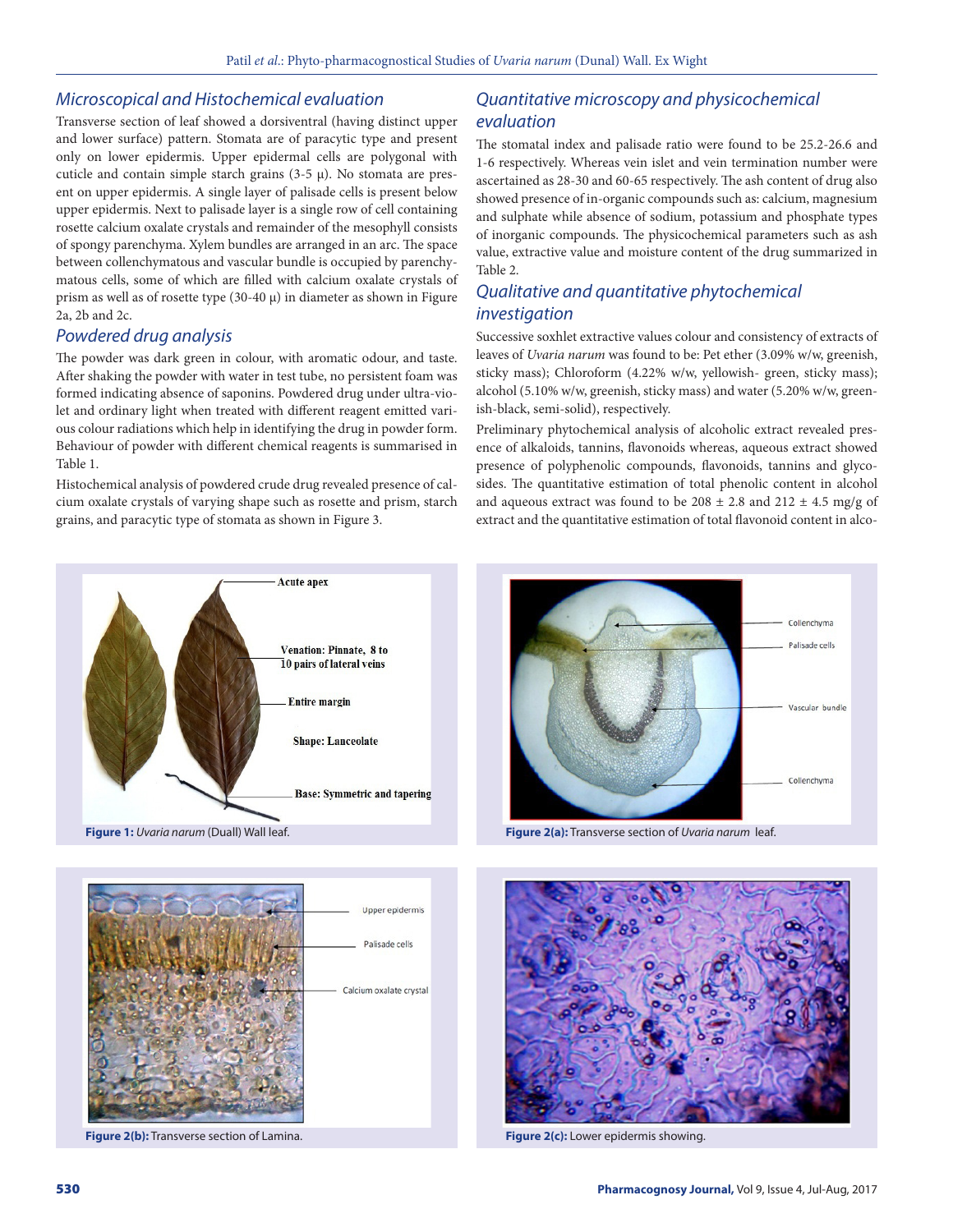## Microscopical and Histochemical evaluation

Transverse section of leaf showed a dorsiventral (having distinct upper and lower surface) pattern. Stomata are of paracytic type and present only on lower epidermis. Upper epidermal cells are polygonal with cuticle and contain simple starch grains (3-5 μ). No stomata are present on upper epidermis. A single layer of palisade cells is present below upper epidermis. Next to palisade layer is a single row of cell containing rosette calcium oxalate crystals and remainder of the mesophyll consists of spongy parenchyma. Xylem bundles are arranged in an arc. The space between collenchymatous and vascular bundle is occupied by parenchymatous cells, some of which are filled with calcium oxalate crystals of prism as well as of rosette type (30-40 μ) in diameter as shown in Figure 2a, 2b and 2c.

## Powdered drug analysis

The powder was dark green in colour, with aromatic odour, and taste. After shaking the powder with water in test tube, no persistent foam was formed indicating absence of saponins. Powdered drug under ultra-violet and ordinary light when treated with different reagent emitted various colour radiations which help in identifying the drug in powder form. Behaviour of powder with different chemical reagents is summarised in Table 1.

Histochemical analysis of powdered crude drug revealed presence of calcium oxalate crystals of varying shape such as rosette and prism, starch grains, and paracytic type of stomata as shown in Figure 3.

## Quantitative microscopy and physicochemical evaluation

The stomatal index and palisade ratio were found to be 25.2-26.6 and 1-6 respectively. Whereas vein islet and vein termination number were ascertained as 28-30 and 60-65 respectively. The ash content of drug also showed presence of in-organic compounds such as: calcium, magnesium and sulphate while absence of sodium, potassium and phosphate types of inorganic compounds. The physicochemical parameters such as ash value, extractive value and moisture content of the drug summarized in Table 2.

## Qualitative and quantitative phytochemical investigation

Successive soxhlet extractive values colour and consistency of extracts of leaves of *Uvaria narum* was found to be: Pet ether (3.09% w/w, greenish, sticky mass); Chloroform (4.22% w/w, yellowish- green, sticky mass); alcohol (5.10% w/w, greenish, sticky mass) and water (5.20% w/w, greenish-black, semi-solid), respectively.

Preliminary phytochemical analysis of alcoholic extract revealed presence of alkaloids, tannins, flavonoids whereas, aqueous extract showed presence of polyphenolic compounds, flavonoids, tannins and glycosides. The quantitative estimation of total phenolic content in alcohol and aqueous extract was found to be 208 ± 2.8 and 212 ± 4.5 mg/g of extract and the quantitative estimation of total flavonoid content in alco-

**Figure 1:** *Uvaria narum* (Duall) Wall leaf.

**Figure 2(a):** Transverse section of *Uvaria narum* leaf.

**Figure 2(b):** Transverse section of Lamina.

**Figure 2(c):** Lower epidermis showing.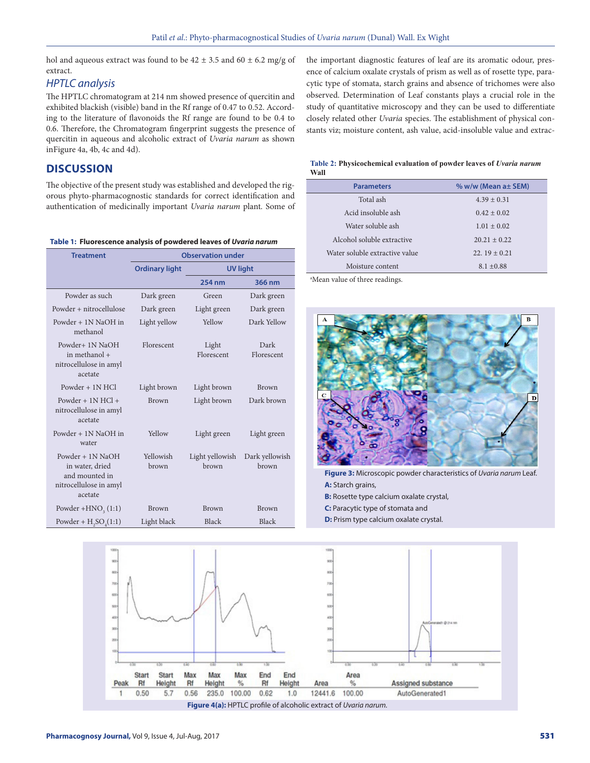hol and aqueous extract was found to be 42 ± 3.5 and 60 ± 6.2 mg/g of extract.

### *HPTLC analysis*

The HPTLC chromatogram at 214 nm showed presence of quercitin and exhibited blackish (visible) band in the Rf range of 0.47 to 0.52. According to the literature of flavonoids the Rf range are found to be 0.4 to 0.6. Therefore, the Chromatogram fingerprint suggests the presence of quercitin in aqueous and alcoholic extract of *Uvaria narum* as shown inFigure 4a, 4b, 4c and 4d).

## DISCUSSION

The objective of the present study was established and developed the rigorous phyto-pharmacognostic standards for correct identification and authentication of medicinally important *Uvaria narum* plant. Some of the important diagnostic features of leaf are its aromatic odour, presence of calcium oxalate crystals of prism as well as of rosette type, paracytic type of stomata, starch grains and absence of trichomes were also observed. Determination of Leaf constants plays a crucial role in the study of quantitative microscopy and they can be used to differentiate closely related other *Uvaria* species. The establishment of physical constants viz; moisture content, ash value, acid-insoluble value and extrac-

**Table 1: Fluorescence analysis of powdered leaves of *Uvaria narum***

| Treatment | Observation under | | |
|---|---|---|---|
| | Ordinary light | UV light | |
| | | 254 nm | 366 nm |
| Powder as such | Dark green | Green | Dark green |
| Powder + nitrocellulose | Dark green | Light green | Dark green |
| Powder + 1N NaOH in methanol | Light yellow | Yellow | Dark Yellow |
| Powder+ 1N NaOH in methanol + nitrocellulose in amyl acetate | Florescent | Light Florescent | Dark Florescent |
| Powder + 1N HCl | Light brown | Light brown | Brown |
| Powder + 1N HCl + nitrocellulose in amyl acetate | Brown | Light brown | Dark brown |
| Powder + 1N NaOH in water | Yellow | Light green | Light green |
| Powder + 1N NaOH in water, dried and mounted in nitrocellulose in amyl acetate | Yellowish brown | Light yellowish brown | Dark yellowish brown |
| Powder +$HNO_3$ (1:1) | Brown | Brown | Brown |
| Powder + $H_2SO_4$(1:1) | Light black | Black | Black |

**Table 2: Physicochemical evaluation of powder leaves of *Uvaria narum* Wall**

| Parameters | % w/w (Mean a± SEM) |
|---|---|
| Total ash | 4.39 ± 0.31 |
| Acid insoluble ash | 0.42 ± 0.02 |
| Water soluble ash | 1.01 ± 0.02 |
| Alcohol soluble extractive | 20.21 ± 0.22 |
| Water soluble extractive value | 22. 19 ± 0.21 |
| Moisture content | 8.1 ±0.88 |

[a]Mean value of three readings.

**Figure 3:** Microscopic powder characteristics of *Uvaria narum* Leaf.
**A:** Starch grains,
**B:** Rosette type calcium oxalate crystal,
**C:** Paracytic type of stomata and
**D:** Prism type calcium oxalate crystal.

| Peak | Start Rf | Start Height | Max Rf | Max Height | Max % | End Rf | End Height | Area | Area % | Assigned substance |
|---|---|---|---|---|---|---|---|---|---|---|
| 1 | 0.50 | 5.7 | 0.56 | 235.0 | 100.00 | 0.62 | 1.0 | 12441.6 | 100.00 | AutoGenerated1 |

**Figure 4(a):** HPTLC profile of alcoholic extract of *Uvaria narum*.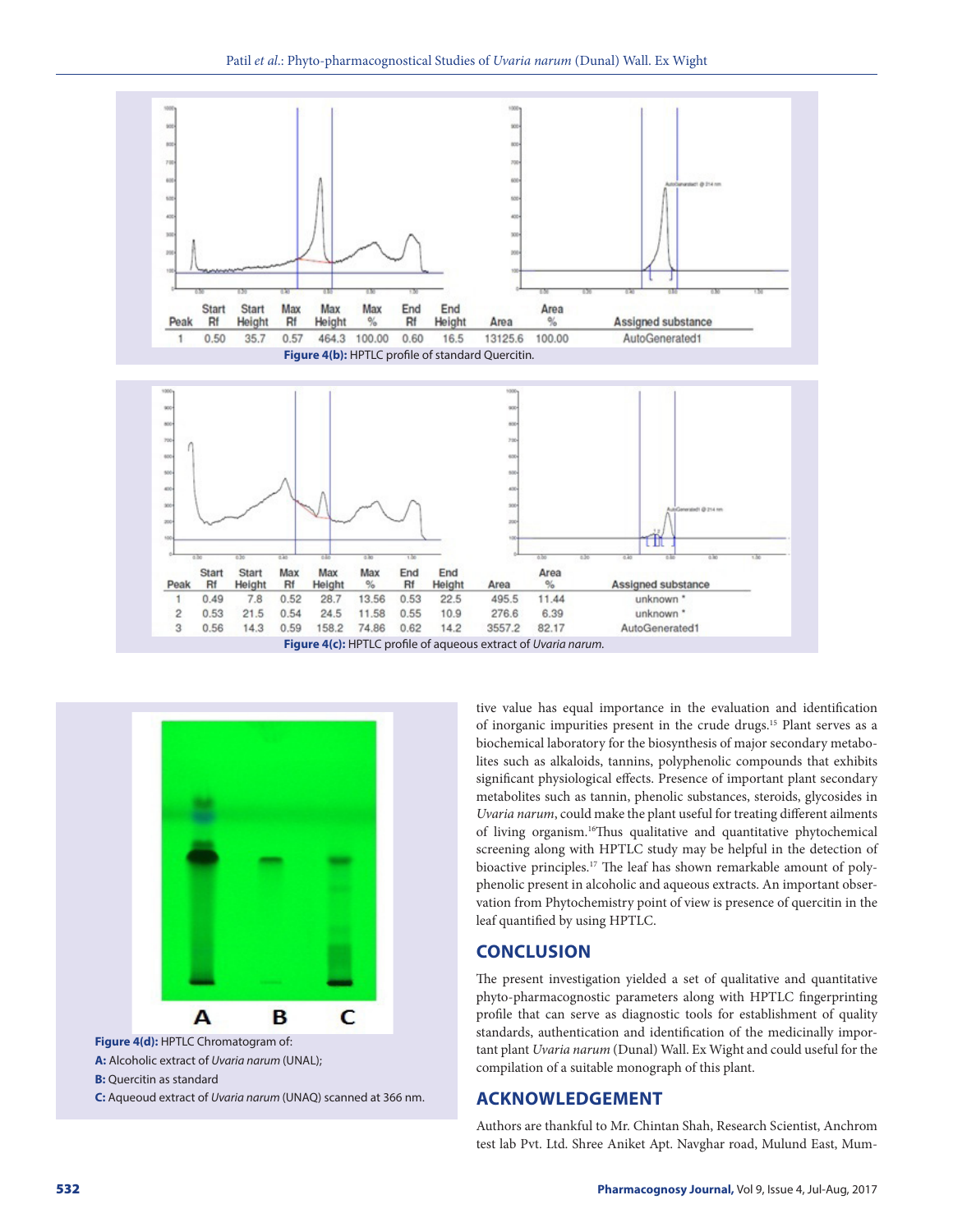| Peak | Start Rf | Start Height | Max Rf | Max Height | Max % | End Rf | End Height | Area | Area % | Assigned substance |
|---|---|---|---|---|---|---|---|---|---|---|
| 1 | 0.50 | 35.7 | 0.57 | 464.3 | 100.00 | 0.60 | 16.5 | 13125.6 | 100.00 | AutoGenerated1 |

**Figure 4(b):** HPTLC profile of standard Quercitin.

| Peak | Start Rf | Start Height | Max Rf | Max Height | Max % | End Rf | End Height | Area | Area % | Assigned substance |
|---|---|---|---|---|---|---|---|---|---|---|
| 1 | 0.49 | 7.8 | 0.52 | 28.7 | 13.56 | 0.53 | 22.5 | 495.5 | 11.44 | unknown * |
| 2 | 0.53 | 21.5 | 0.54 | 24.5 | 11.58 | 0.55 | 10.9 | 276.6 | 6.39 | unknown * |
| 3 | 0.56 | 14.3 | 0.59 | 158.2 | 74.86 | 0.62 | 14.2 | 3557.2 | 82.17 | AutoGenerated1 |

**Figure 4(c):** HPTLC profile of aqueous extract of *Uvaria narum.*

**Figure 4(d):** HPTLC Chromatogram of:

**A:** Alcoholic extract of *Uvaria narum* (UNAL);

**B:** Quercitin as standard

**C:** Aqueoud extract of *Uvaria narum* (UNAQ) scanned at 366 nm.

tive value has equal importance in the evaluation and identification of inorganic impurities present in the crude drugs.[15] Plant serves as a biochemical laboratory for the biosynthesis of major secondary metabolites such as alkaloids, tannins, polyphenolic compounds that exhibits significant physiological effects. Presence of important plant secondary metabolites such as tannin, phenolic substances, steroids, glycosides in *Uvaria narum*, could make the plant useful for treating different ailments of living organism.[16]Thus qualitative and quantitative phytochemical screening along with HPTLC study may be helpful in the detection of bioactive principles.[17] The leaf has shown remarkable amount of polyphenolic present in alcoholic and aqueous extracts. An important observation from Phytochemistry point of view is presence of quercitin in the leaf quantified by using HPTLC.

## CONCLUSION

The present investigation yielded a set of qualitative and quantitative phyto-pharmacognostic parameters along with HPTLC fingerprinting profile that can serve as diagnostic tools for establishment of quality standards, authentication and identification of the medicinally important plant *Uvaria narum* (Dunal) Wall. Ex Wight and could useful for the compilation of a suitable monograph of this plant.

## ACKNOWLEDGEMENT

Authors are thankful to Mr. Chintan Shah, Research Scientist, Anchrom test lab Pvt. Ltd. Shree Aniket Apt. Navghar road, Mulund East, Mum-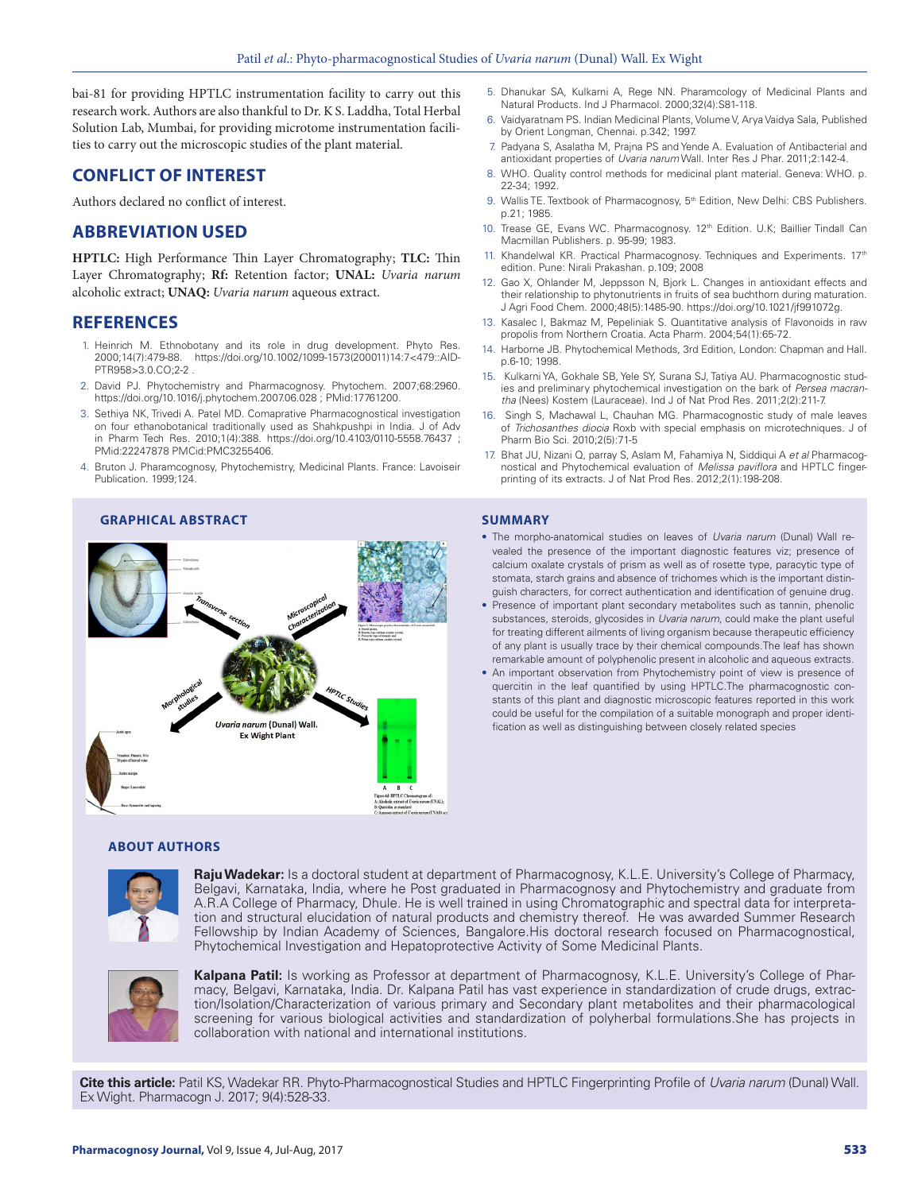bai-81 for providing HPTLC instrumentation facility to carry out this research work. Authors are also thankful to Dr. K S. Laddha, Total Herbal Solution Lab, Mumbai, for providing microtome instrumentation facilities to carry out the microscopic studies of the plant material.

## CONFLICT OF INTEREST

Authors declared no conflict of interest.

## ABBREVIATION USED

**HPTLC:** High Performance Thin Layer Chromatography; **TLC:** Thin Layer Chromatography; **Rf:** Retention factor; **UNAL:** *Uvaria narum* alcoholic extract; **UNAQ:** *Uvaria narum* aqueous extract.

## REFERENCES

1. Heinrich M. Ethnobotany and its role in drug development. Phyto Res. 2000;14(7):479-88. https://doi.org/10.1002/1099-1573(200011)14:7<479::AID-PTR958>3.0.CO;2-2 .
2. David PJ. Phytochemistry and Pharmacognosy. Phytochem. 2007;68:2960. https://doi.org/10.1016/j.phytochem.2007.06.028 ; PMid:17761200.
3. Sethiya NK, Trivedi A. Patel MD. Comaprative Pharmacognostical investigation on four ethanobotanical traditionally used as Shahkpushpi in India. J of Adv in Pharm Tech Res. 2010;1(4):388. https://doi.org/10.4103/0110-5558.76437 ; PMid:22247878 PMCid:PMC3255406.
4. Bruton J. Pharamcognosy, Phytochemistry, Medicinal Plants. France: Lavoiseir Publication. 1999;124.
5. Dhanukar SA, Kulkarni A, Rege NN. Pharamcology of Medicinal Plants and Natural Products. Ind J Pharmacol. 2000;32(4):S81-118.
6. Vaidyaratnam PS. Indian Medicinal Plants, Volume V, Arya Vaidya Sala, Published by Orient Longman, Chennai. p.342; 1997.
7. Padyana S, Asalatha M, Prajna PS and Yende A. Evaluation of Antibacterial and antioxidant properties of *Uvaria narum* Wall. Inter Res J Phar. 2011;2:142-4.
8. WHO. Quality control methods for medicinal plant material. Geneva: WHO. p. 22-34; 1992.
9. Wallis TE. Textbook of Pharmacognosy, 5th Edition, New Delhi: CBS Publishers. p.21; 1985.
10. Trease GE, Evans WC. Pharmacognosy. 12th Edition. U.K; Baillier Tindall Can Macmillan Publishers. p. 95-99; 1983.
11. Khandelwal KR. Practical Pharmacognosy. Techniques and Experiments. 17th edition. Pune: Nirali Prakashan. p.109; 2008
12. Gao X, Ohlander M, Jeppsson N, Bjork L. Changes in antioxidant effects and their relationship to phytonutrients in fruits of sea buchthorn during maturation. J Agri Food Chem. 2000;48(5):1485-90. https://doi.org/10.1021/jf991072g.
13. Kasalec I, Bakmaz M, Pepeliniak S. Quantitative analysis of Flavonoids in raw propolis from Northern Croatia. Acta Pharm. 2004;54(1):65-72.
14. Harborne JB. Phytochemical Methods, 3rd Edition, London: Chapman and Hall. p.6-10; 1998.
15. Kulkarni YA, Gokhale SB, Yele SY, Surana SJ, Tatiya AU. Pharmacognostic studies and preliminary phytochemical investigation on the bark of *Persea macrantha* (Nees) Kostem (Lauraceae). Ind J of Nat Prod Res. 2011;2(2):211-7.
16. Singh S, Machawal L, Chauhan MG. Pharmacognostic study of male leaves of *Trichosanthes diocia* Roxb with special emphasis on microtechniques. J of Pharm Bio Sci. 2010;2(5):71-5
17. Bhat JU, Nizani Q, parray S, Aslam M, Fahamiya N, Siddiqui A *et al* Pharmacognostical and Phytochemical evaluation of *Melissa paviflora* and HPTLC fingerprinting of its extracts. J of Nat Prod Res. 2012;2(1):198-208.

### GRAPHICAL ABSTRACT

Transverse section
Microscopical Characterization
Morphological studies
HPTLC Studies
*Uvaria narum* (Dunal) Wall. Ex Wight Plant

### SUMMARY

- The morpho-anatomical studies on leaves of *Uvaria narum* (Dunal) Wall revealed the presence of the important diagnostic features viz; presence of calcium oxalate crystals of prism as well as of rosette type, paracytic type of stomata, starch grains and absence of trichomes which is the important distinguish characters, for correct authentication and identification of genuine drug.
- Presence of important plant secondary metabolites such as tannin, phenolic substances, steroids, glycosides in *Uvaria narum*, could make the plant useful for treating different ailments of living organism because therapeutic efficiency of any plant is usually trace by their chemical compounds. The leaf has shown remarkable amount of polyphenolic present in alcoholic and aqueous extracts.
- An important observation from Phytochemistry point of view is presence of quercitin in the leaf quantified by using HPTLC. The pharmacognostic constants of this plant and diagnostic microscopic features reported in this work could be useful for the compilation of a suitable monograph and proper identification as well as distinguishing between closely related species

### ABOUT AUTHORS

**Raju Wadekar:** Is a doctoral student at department of Pharmacognosy, K.L.E. University's College of Pharmacy, Belgavi, Karnataka, India, where he Post graduated in Pharmacognosy and Phytochemistry and graduate from A.R.A College of Pharmacy, Dhule. He is well trained in using Chromatographic and spectral data for interpretation and structural elucidation of natural products and chemistry thereof. He was awarded Summer Research Fellowship by Indian Academy of Sciences, Bangalore.His doctoral research focused on Pharmacognostical, Phytochemical Investigation and Hepatoprotective Activity of Some Medicinal Plants.

**Kalpana Patil:** Is working as Professor at department of Pharmacognosy, K.L.E. University's College of Pharmacy, Belgavi, Karnataka, India. Dr. Kalpana Patil has vast experience in standardization of crude drugs, extraction/Isolation/Characterization of various primary and Secondary plant metabolites and their pharmacological screening for various biological activities and standardization of polyherbal formulations.She has projects in collaboration with national and international institutions.

**Cite this article:** Patil KS, Wadekar RR. Phyto-Pharmacognostical Studies and HPTLC Fingerprinting Profile of *Uvaria narum* (Dunal) Wall. Ex Wight. Pharmacogn J. 2017; 9(4):528-33.